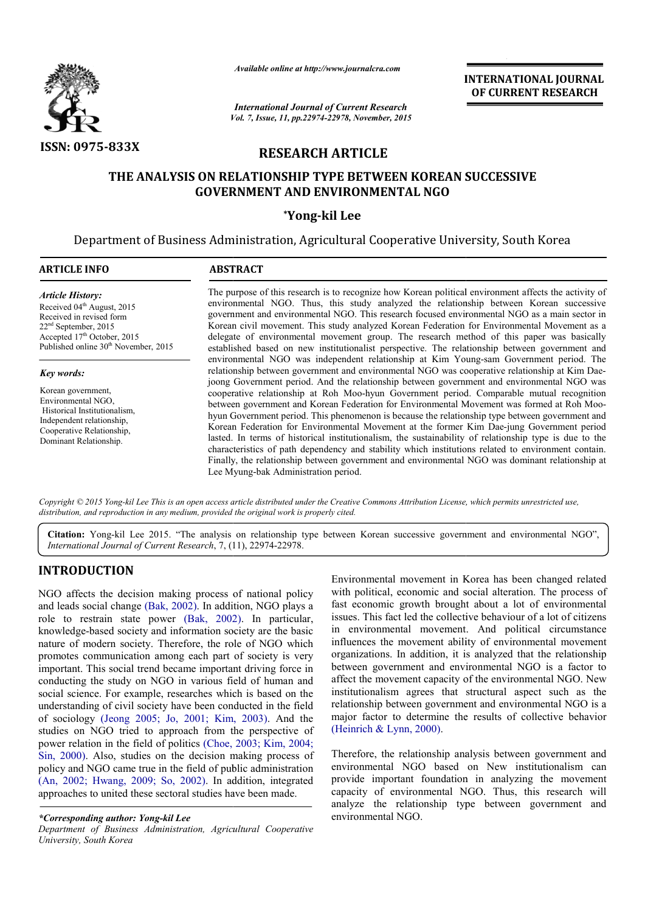ISSN: 0975-833X

*Available online at http://www.journalcra.com*

INTERNATIONAL JOURNAL OF CURRENT RESEARCH

# RESEARCH ARTICLE

# THE ANALYSIS ON RELATIONSHIP TYPE BETWEEN KOREAN SUCCESSIVE GOVERNMENT AND ENVIRONMENTAL NGO

**\*Yong-kil Lee**

Department of Business Administration, Agricultural Cooperative University, South Korea

## ARTICLE INFO

*Article History:*

Received 04th August, 2015
Received in revised form 22nd September, 2015
Accepted 17th October, 2015
Published online 30th November, 2015

*Key words:*

Korean government,
Environmental NGO,
Historical Institutionalism,
Independent relationship,
Cooperative Relationship,
Dominant Relationship.

## ABSTRACT

The purpose of this research is to recognize how Korean political environment affects the activity of environmental NGO. Thus, this study analyzed the relationship between Korean successive government and environmental NGO. This research focused environmental NGO as a main sector in Korean civil movement. This study analyzed Korean Federation for Environmental Movement as a delegate of environmental movement group. The research method of this paper was basically established based on new institutionalist perspective. The relationship between government and environmental NGO was independent relationship at Kim Young-sam Government period. The relationship between government and environmental NGO was cooperative relationship at Kim Dae-joong Government period. And the relationship between government and environmental NGO was cooperative relationship at Roh Moo-hyun Government period. Comparable mutual recognition between government and Korean Federation for Environmental Movement was formed at Roh Moo-hyun Government period. This phenomenon is because the relationship type between government and Korean Federation for Environmental Movement at the former Kim Dae-jung Government period lasted. In terms of historical institutionalism, the sustainability of relationship type is due to the characteristics of path dependency and stability which institutions related to environment contain. Finally, the relationship between government and environmental NGO was dominant relationship at Lee Myung-bak Administration period.

*Copyright © 2015 Yong-kil Lee This is an open access article distributed under the Creative Commons Attribution License, which permits unrestricted use, distribution, and reproduction in any medium, provided the original work is properly cited.*

**Citation:** Yong-kil Lee 2015. "The analysis on relationship type between Korean successive government and environmental NGO", *International Journal of Current Research*, 7, (11), 22974-22978.

## INTRODUCTION

NGO affects the decision making process of national policy and leads social change (Bak, 2002). In addition, NGO plays a role to restrain state power (Bak, 2002). In particular, knowledge-based society and information society are the basic nature of modern society. Therefore, the role of NGO which promotes communication among each part of society is very important. This social trend became important driving force in conducting the study on NGO in various field of human and social science. For example, researches which is based on the understanding of civil society have been conducted in the field of sociology (Jeong 2005; Jo, 2001; Kim, 2003). And the studies on NGO tried to approach from the perspective of power relation in the field of politics (Choe, 2003; Kim, 2004; Sin, 2000). Also, studies on the decision making process of policy and NGO came true in the field of public administration (An, 2002; Hwang, 2009; So, 2002). In addition, integrated approaches to united these sectoral studies have been made.

Environmental movement in Korea has been changed related with political, economic and social alteration. The process of fast economic growth brought about a lot of environmental issues. This fact led the collective behaviour of a lot of citizens in environmental movement. And political circumstance influences the movement ability of environmental movement organizations. In addition, it is analyzed that the relationship between government and environmental NGO is a factor to affect the movement capacity of the environmental NGO. New institutionalism agrees that structural aspect such as the relationship between government and environmental NGO is a major factor to determine the results of collective behavior (Heinrich & Lynn, 2000).

Therefore, the relationship analysis between government and environmental NGO based on New institutionalism can provide important foundation in analyzing the movement capacity of environmental NGO. Thus, this research will analyze the relationship type between government and environmental NGO.

*\*Corresponding author: Yong-kil Lee*
*Department of Business Administration, Agricultural Cooperative University, South Korea*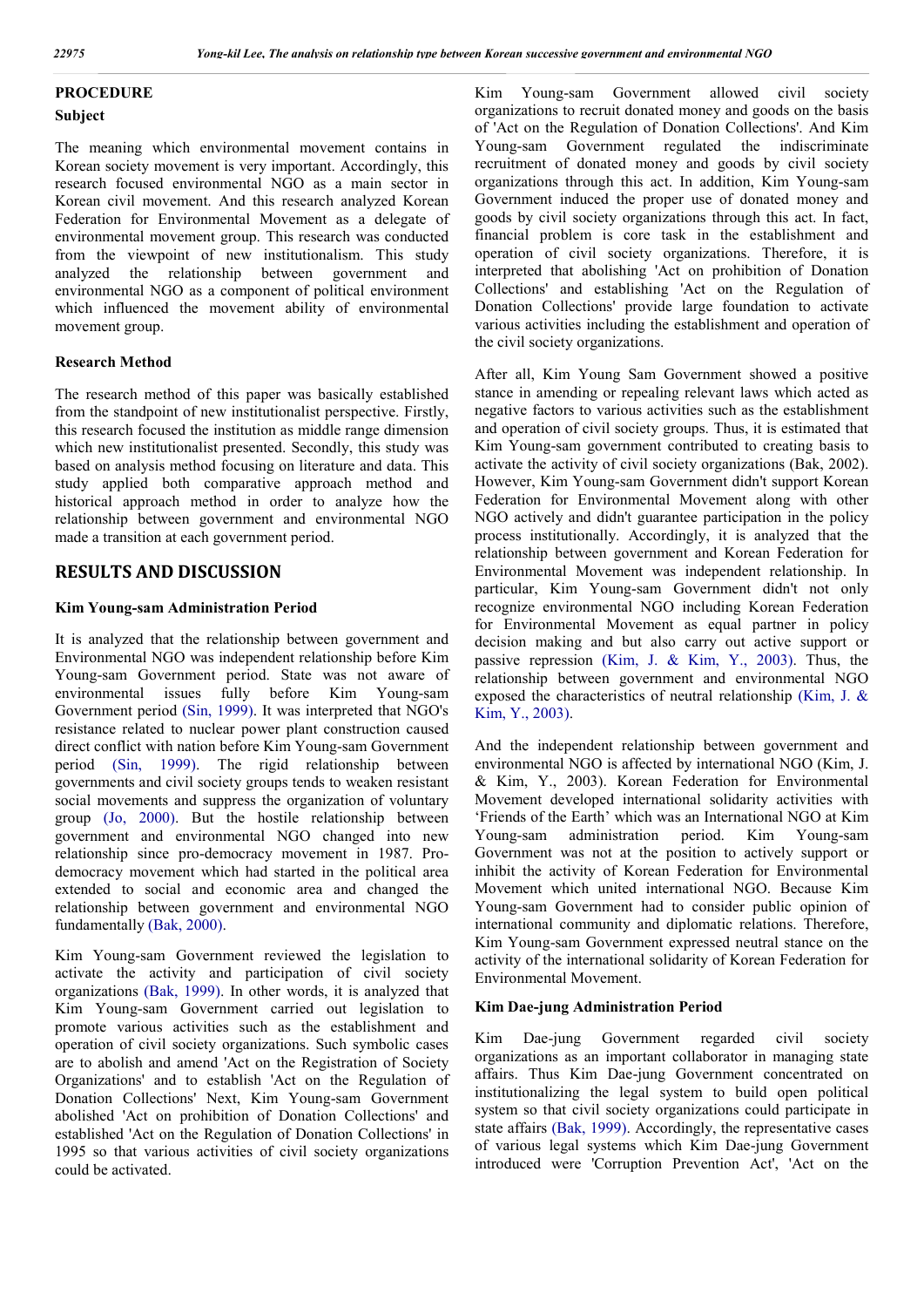## PROCEDURE

### Subject

The meaning which environmental movement contains in Korean society movement is very important. Accordingly, this research focused environmental NGO as a main sector in Korean civil movement. And this research analyzed Korean Federation for Environmental Movement as a delegate of environmental movement group. This research was conducted from the viewpoint of new institutionalism. This study analyzed the relationship between government and environmental NGO as a component of political environment which influenced the movement ability of environmental movement group.

### Research Method

The research method of this paper was basically established from the standpoint of new institutionalist perspective. Firstly, this research focused the institution as middle range dimension which new institutionalist presented. Secondly, this study was based on analysis method focusing on literature and data. This study applied both comparative approach method and historical approach method in order to analyze how the relationship between government and environmental NGO made a transition at each government period.

## RESULTS AND DISCUSSION

### Kim Young-sam Administration Period

It is analyzed that the relationship between government and Environmental NGO was independent relationship before Kim Young-sam Government period. State was not aware of environmental issues fully before Kim Young-sam Government period (Sin, 1999). It was interpreted that NGO's resistance related to nuclear power plant construction caused direct conflict with nation before Kim Young-sam Government period (Sin, 1999). The rigid relationship between governments and civil society groups tends to weaken resistant social movements and suppress the organization of voluntary group (Jo, 2000). But the hostile relationship between government and environmental NGO changed into new relationship since pro-democracy movement in 1987. Pro-democracy movement which had started in the political area extended to social and economic area and changed the relationship between government and environmental NGO fundamentally (Bak, 2000).

Kim Young-sam Government reviewed the legislation to activate the activity and participation of civil society organizations (Bak, 1999). In other words, it is analyzed that Kim Young-sam Government carried out legislation to promote various activities such as the establishment and operation of civil society organizations. Such symbolic cases are to abolish and amend 'Act on the Registration of Society Organizations' and to establish 'Act on the Regulation of Donation Collections' Next, Kim Young-sam Government abolished 'Act on prohibition of Donation Collections' and established 'Act on the Regulation of Donation Collections' in 1995 so that various activities of civil society organizations could be activated.

Kim Young-sam Government allowed civil society organizations to recruit donated money and goods on the basis of 'Act on the Regulation of Donation Collections'. And Kim Young-sam Government regulated the indiscriminate recruitment of donated money and goods by civil society organizations through this act. In addition, Kim Young-sam Government induced the proper use of donated money and goods by civil society organizations through this act. In fact, financial problem is core task in the establishment and operation of civil society organizations. Therefore, it is interpreted that abolishing 'Act on prohibition of Donation Collections' and establishing 'Act on the Regulation of Donation Collections' provide large foundation to activate various activities including the establishment and operation of the civil society organizations.

After all, Kim Young Sam Government showed a positive stance in amending or repealing relevant laws which acted as negative factors to various activities such as the establishment and operation of civil society groups. Thus, it is estimated that Kim Young-sam government contributed to creating basis to activate the activity of civil society organizations (Bak, 2002). However, Kim Young-sam Government didn't support Korean Federation for Environmental Movement along with other NGO actively and didn't guarantee participation in the policy process institutionally. Accordingly, it is analyzed that the relationship between government and Korean Federation for Environmental Movement was independent relationship. In particular, Kim Young-sam Government didn't not only recognize environmental NGO including Korean Federation for Environmental Movement as equal partner in policy decision making and but also carry out active support or passive repression (Kim, J. & Kim, Y., 2003). Thus, the relationship between government and environmental NGO exposed the characteristics of neutral relationship (Kim, J. & Kim, Y., 2003).

And the independent relationship between government and environmental NGO is affected by international NGO (Kim, J. & Kim, Y., 2003). Korean Federation for Environmental Movement developed international solidarity activities with 'Friends of the Earth' which was an International NGO at Kim Young-sam administration period. Kim Young-sam Government was not at the position to actively support or inhibit the activity of Korean Federation for Environmental Movement which united international NGO. Because Kim Young-sam Government had to consider public opinion of international community and diplomatic relations. Therefore, Kim Young-sam Government expressed neutral stance on the activity of the international solidarity of Korean Federation for Environmental Movement.

### Kim Dae-jung Administration Period

Kim Dae-jung Government regarded civil society organizations as an important collaborator in managing state affairs. Thus Kim Dae-jung Government concentrated on institutionalizing the legal system to build open political system so that civil society organizations could participate in state affairs (Bak, 1999). Accordingly, the representative cases of various legal systems which Kim Dae-jung Government introduced were 'Corruption Prevention Act', 'Act on the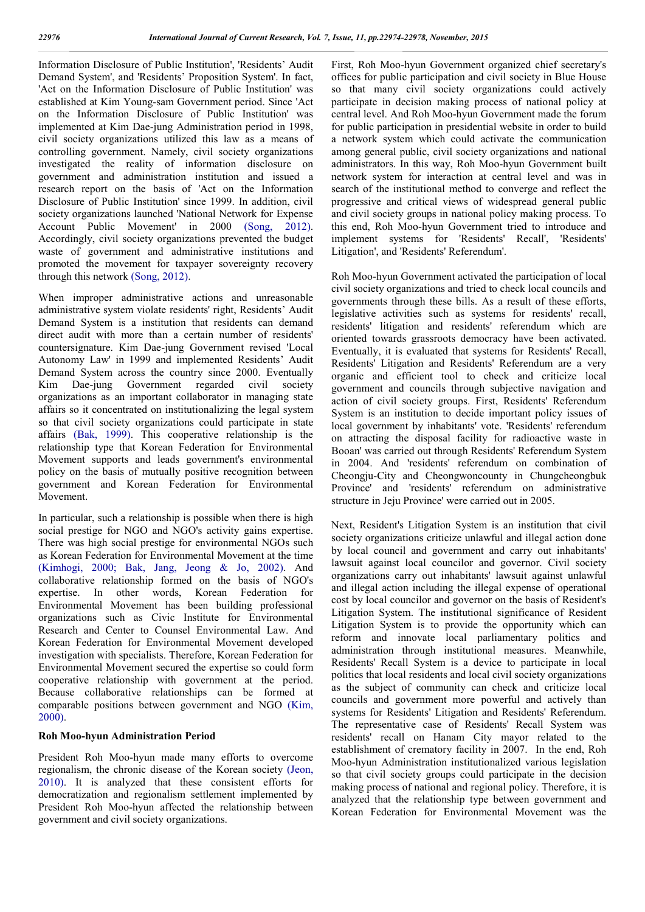Information Disclosure of Public Institution', 'Residents' Audit Demand System', and 'Residents' Proposition System'. In fact, 'Act on the Information Disclosure of Public Institution' was established at Kim Young-sam Government period. Since 'Act on the Information Disclosure of Public Institution' was implemented at Kim Dae-jung Administration period in 1998, civil society organizations utilized this law as a means of controlling government. Namely, civil society organizations investigated the reality of information disclosure on government and administration institution and issued a research report on the basis of 'Act on the Information Disclosure of Public Institution' since 1999. In addition, civil society organizations launched 'National Network for Expense Account Public Movement' in 2000 (Song, 2012). Accordingly, civil society organizations prevented the budget waste of government and administrative institutions and promoted the movement for taxpayer sovereignty recovery through this network (Song, 2012).

When improper administrative actions and unreasonable administrative system violate residents' right, Residents' Audit Demand System is a institution that residents can demand direct audit with more than a certain number of residents' countersignature. Kim Dae-jung Government revised 'Local Autonomy Law' in 1999 and implemented Residents' Audit Demand System across the country since 2000. Eventually Kim Dae-jung Government regarded civil society organizations as an important collaborator in managing state affairs so it concentrated on institutionalizing the legal system so that civil society organizations could participate in state affairs (Bak, 1999). This cooperative relationship is the relationship type that Korean Federation for Environmental Movement supports and leads government's environmental policy on the basis of mutually positive recognition between government and Korean Federation for Environmental Movement.

In particular, such a relationship is possible when there is high social prestige for NGO and NGO's activity gains expertise. There was high social prestige for environmental NGOs such as Korean Federation for Environmental Movement at the time (Kimhogi, 2000; Bak, Jang, Jeong & Jo, 2002). And collaborative relationship formed on the basis of NGO's expertise. In other words, Korean Federation for Environmental Movement has been building professional organizations such as Civic Institute for Environmental Research and Center to Counsel Environmental Law. And Korean Federation for Environmental Movement developed investigation with specialists. Therefore, Korean Federation for Environmental Movement secured the expertise so could form cooperative relationship with government at the period. Because collaborative relationships can be formed at comparable positions between government and NGO (Kim, 2000).

### Roh Moo-hyun Administration Period

President Roh Moo-hyun made many efforts to overcome regionalism, the chronic disease of the Korean society (Jeon, 2010). It is analyzed that these consistent efforts for democratization and regionalism settlement implemented by President Roh Moo-hyun affected the relationship between government and civil society organizations.

First, Roh Moo-hyun Government organized chief secretary's offices for public participation and civil society in Blue House so that many civil society organizations could actively participate in decision making process of national policy at central level. And Roh Moo-hyun Government made the forum for public participation in presidential website in order to build a network system which could activate the communication among general public, civil society organizations and national administrators. In this way, Roh Moo-hyun Government built network system for interaction at central level and was in search of the institutional method to converge and reflect the progressive and critical views of widespread general public and civil society groups in national policy making process. To this end, Roh Moo-hyun Government tried to introduce and implement systems for 'Residents' Recall', 'Residents' Litigation', and 'Residents' Referendum'.

Roh Moo-hyun Government activated the participation of local civil society organizations and tried to check local councils and governments through these bills. As a result of these efforts, legislative activities such as systems for residents' recall, residents' litigation and residents' referendum which are oriented towards grassroots democracy have been activated. Eventually, it is evaluated that systems for Residents' Recall, Residents' Litigation and Residents' Referendum are a very organic and efficient tool to check and criticize local government and councils through subjective navigation and action of civil society groups. First, Residents' Referendum System is an institution to decide important policy issues of local government by inhabitants' vote. 'Residents' referendum on attracting the disposal facility for radioactive waste in Booan' was carried out through Residents' Referendum System in 2004. And 'residents' referendum on combination of Cheongju-City and Cheongwoncounty in Chungcheongbuk Province' and 'residents' referendum on administrative structure in Jeju Province' were carried out in 2005.

Next, Resident's Litigation System is an institution that civil society organizations criticize unlawful and illegal action done by local council and government and carry out inhabitants' lawsuit against local councilor and governor. Civil society organizations carry out inhabitants' lawsuit against unlawful and illegal action including the illegal expense of operational cost by local councilor and governor on the basis of Resident's Litigation System. The institutional significance of Resident Litigation System is to provide the opportunity which can reform and innovate local parliamentary politics and administration through institutional measures. Meanwhile, Residents' Recall System is a device to participate in local politics that local residents and local civil society organizations as the subject of community can check and criticize local councils and government more powerful and actively than systems for Residents' Litigation and Residents' Referendum. The representative case of Residents' Recall System was residents' recall on Hanam City mayor related to the establishment of crematory facility in 2007. In the end, Roh Moo-hyun Administration institutionalized various legislation so that civil society groups could participate in the decision making process of national and regional policy. Therefore, it is analyzed that the relationship type between government and Korean Federation for Environmental Movement was the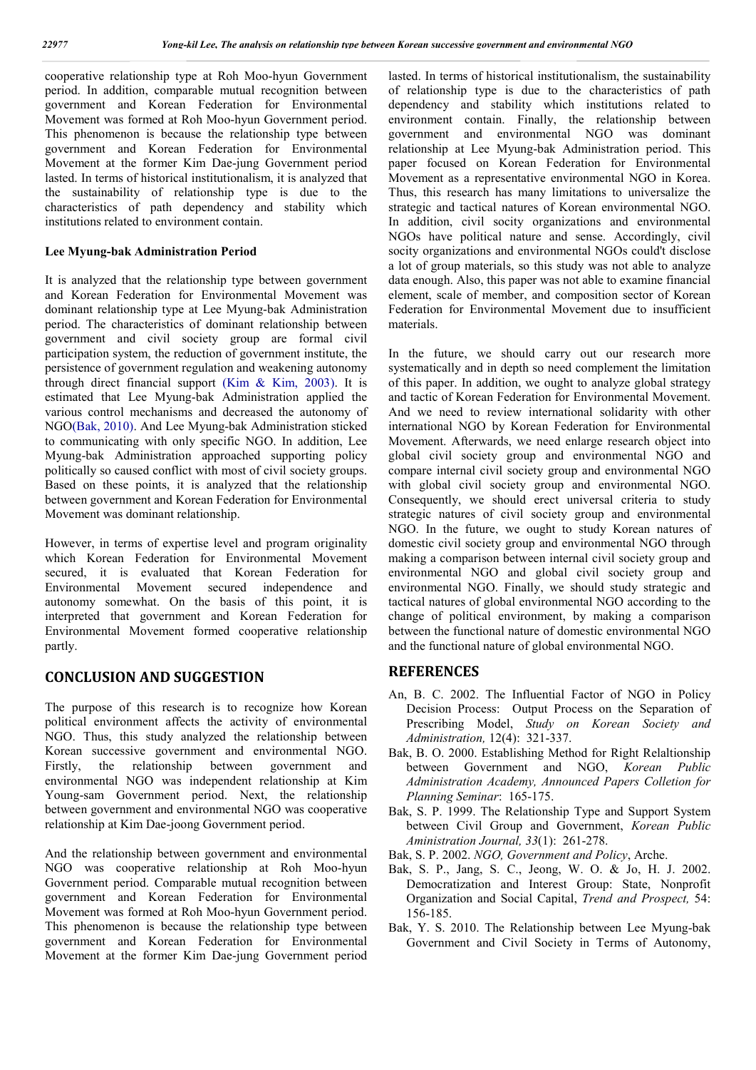cooperative relationship type at Roh Moo-hyun Government period. In addition, comparable mutual recognition between government and Korean Federation for Environmental Movement was formed at Roh Moo-hyun Government period. This phenomenon is because the relationship type between government and Korean Federation for Environmental Movement at the former Kim Dae-jung Government period lasted. In terms of historical institutionalism, it is analyzed that the sustainability of relationship type is due to the characteristics of path dependency and stability which institutions related to environment contain.

### Lee Myung-bak Administration Period

It is analyzed that the relationship type between government and Korean Federation for Environmental Movement was dominant relationship type at Lee Myung-bak Administration period. The characteristics of dominant relationship between government and civil society group are formal civil participation system, the reduction of government institute, the persistence of government regulation and weakening autonomy through direct financial support (Kim & Kim, 2003). It is estimated that Lee Myung-bak Administration applied the various control mechanisms and decreased the autonomy of NGO(Bak, 2010). And Lee Myung-bak Administration sticked to communicating with only specific NGO. In addition, Lee Myung-bak Administration approached supporting policy politically so caused conflict with most of civil society groups. Based on these points, it is analyzed that the relationship between government and Korean Federation for Environmental Movement was dominant relationship.

However, in terms of expertise level and program originality which Korean Federation for Environmental Movement secured, it is evaluated that Korean Federation for Environmental Movement secured independence and autonomy somewhat. On the basis of this point, it is interpreted that government and Korean Federation for Environmental Movement formed cooperative relationship partly.

## CONCLUSION AND SUGGESTION

The purpose of this research is to recognize how Korean political environment affects the activity of environmental NGO. Thus, this study analyzed the relationship between Korean successive government and environmental NGO. Firstly, the relationship between government and environmental NGO was independent relationship at Kim Young-sam Government period. Next, the relationship between government and environmental NGO was cooperative relationship at Kim Dae-joong Government period.

And the relationship between government and environmental NGO was cooperative relationship at Roh Moo-hyun Government period. Comparable mutual recognition between government and Korean Federation for Environmental Movement was formed at Roh Moo-hyun Government period. This phenomenon is because the relationship type between government and Korean Federation for Environmental Movement at the former Kim Dae-jung Government period lasted. In terms of historical institutionalism, the sustainability of relationship type is due to the characteristics of path dependency and stability which institutions related to environment contain. Finally, the relationship between government and environmental NGO was dominant relationship at Lee Myung-bak Administration period. This paper focused on Korean Federation for Environmental Movement as a representative environmental NGO in Korea. Thus, this research has many limitations to universalize the strategic and tactical natures of Korean environmental NGO. In addition, civil socity organizations and environmental NGOs have political nature and sense. Accordingly, civil socity organizations and environmental NGOs could't disclose a lot of group materials, so this study was not able to analyze data enough. Also, this paper was not able to examine financial element, scale of member, and composition sector of Korean Federation for Environmental Movement due to insufficient materials.

In the future, we should carry out our research more systematically and in depth so need complement the limitation of this paper. In addition, we ought to analyze global strategy and tactic of Korean Federation for Environmental Movement. And we need to review international solidarity with other international NGO by Korean Federation for Environmental Movement. Afterwards, we need enlarge research object into global civil society group and environmental NGO and compare internal civil society group and environmental NGO with global civil society group and environmental NGO. Consequently, we should erect universal criteria to study strategic natures of civil society group and environmental NGO. In the future, we ought to study Korean natures of domestic civil society group and environmental NGO through making a comparison between internal civil society group and environmental NGO and global civil society group and environmental NGO. Finally, we should study strategic and tactical natures of global environmental NGO according to the change of political environment, by making a comparison between the functional nature of domestic environmental NGO and the functional nature of global environmental NGO.

## REFERENCES

An, B. C. 2002. The Influential Factor of NGO in Policy Decision Process: Output Process on the Separation of Prescribing Model, *Study on Korean Society and Administration,* 12(4): 321-337.

Bak, B. O. 2000. Establishing Method for Right Relaltionship between Government and NGO, *Korean Public Administration Academy, Announced Papers Colletion for Planning Seminar*: 165-175.

Bak, S. P. 1999. The Relationship Type and Support System between Civil Group and Government, *Korean Public Aministration Journal, 33*(1): 261-278.

Bak, S. P. 2002. *NGO, Government and Policy*, Arche.

Bak, S. P., Jang, S. C., Jeong, W. O. & Jo, H. J. 2002. Democratization and Interest Group: State, Nonprofit Organization and Social Capital, *Trend and Prospect,* 54: 156-185.

Bak, Y. S. 2010. The Relationship between Lee Myung-bak Government and Civil Society in Terms of Autonomy,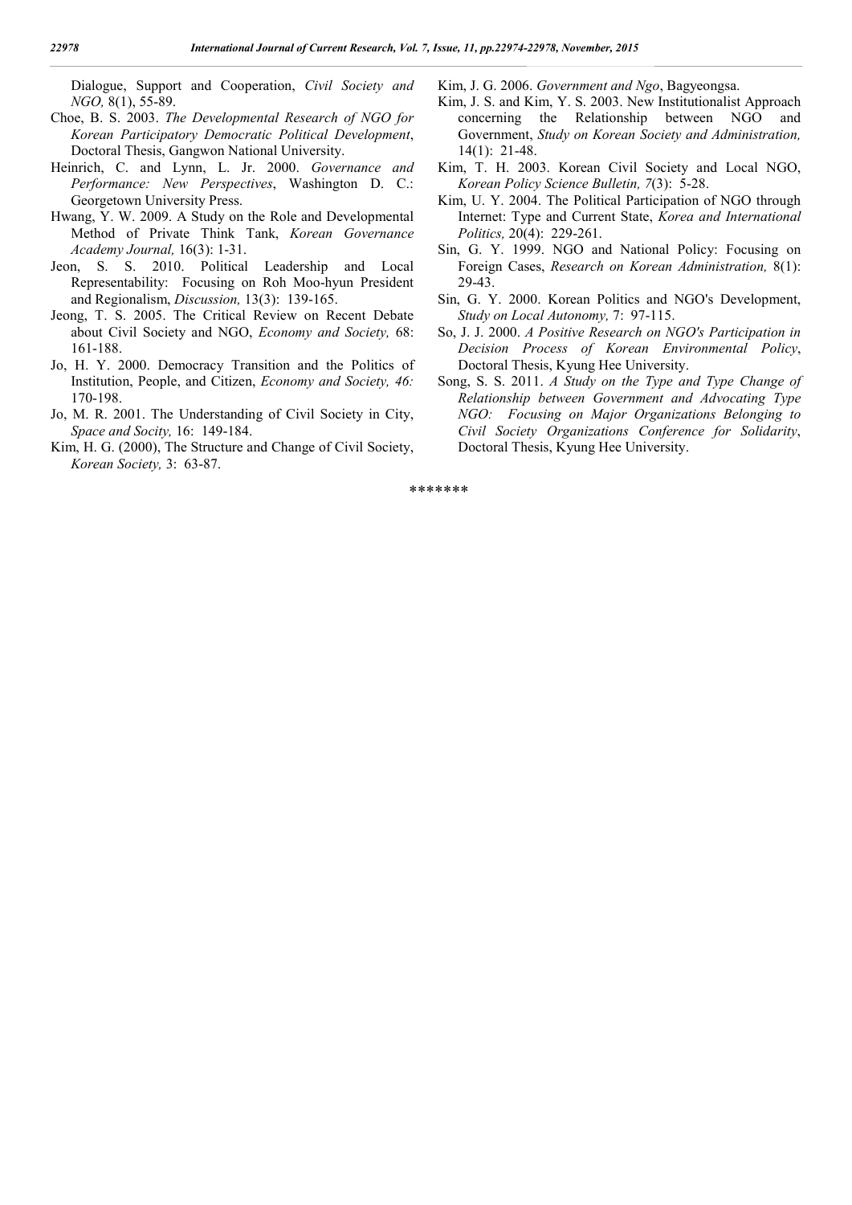Dialogue, Support and Cooperation, *Civil Society and NGO,* 8(1), 55-89.

Choe, B. S. 2003. *The Developmental Research of NGO for Korean Participatory Democratic Political Development*, Doctoral Thesis, Gangwon National University.

Heinrich, C. and Lynn, L. Jr. 2000. *Governance and Performance: New Perspectives*, Washington D. C.: Georgetown University Press.

Hwang, Y. W. 2009. A Study on the Role and Developmental Method of Private Think Tank, *Korean Governance Academy Journal,* 16(3): 1-31.

Jeon, S. S. 2010. Political Leadership and Local Representability: Focusing on Roh Moo-hyun President and Regionalism, *Discussion,* 13(3): 139-165.

Jeong, T. S. 2005. The Critical Review on Recent Debate about Civil Society and NGO, *Economy and Society,* 68: 161-188.

Jo, H. Y. 2000. Democracy Transition and the Politics of Institution, People, and Citizen, *Economy and Society, 46:* 170-198.

Jo, M. R. 2001. The Understanding of Civil Society in City, *Space and Socity,* 16: 149-184.

Kim, H. G. (2000), The Structure and Change of Civil Society, *Korean Society,* 3: 63-87.

Kim, J. G. 2006. *Government and Ngo*, Bagyeongsa.

Kim, J. S. and Kim, Y. S. 2003. New Institutionalist Approach concerning the Relationship between NGO and Government, *Study on Korean Society and Administration,* 14(1): 21-48.

Kim, T. H. 2003. Korean Civil Society and Local NGO, *Korean Policy Science Bulletin, 7*(3): 5-28.

Kim, U. Y. 2004. The Political Participation of NGO through Internet: Type and Current State, *Korea and International Politics,* 20(4): 229-261.

Sin, G. Y. 1999. NGO and National Policy: Focusing on Foreign Cases, *Research on Korean Administration,* 8(1): 29-43.

Sin, G. Y. 2000. Korean Politics and NGO's Development, *Study on Local Autonomy,* 7: 97-115.

So, J. J. 2000. *A Positive Research on NGO's Participation in Decision Process of Korean Environmental Policy*, Doctoral Thesis, Kyung Hee University.

Song, S. S. 2011. *A Study on the Type and Type Change of Relationship between Government and Advocating Type NGO: Focusing on Major Organizations Belonging to Civil Society Organizations Conference for Solidarity*, Doctoral Thesis, Kyung Hee University.

*******